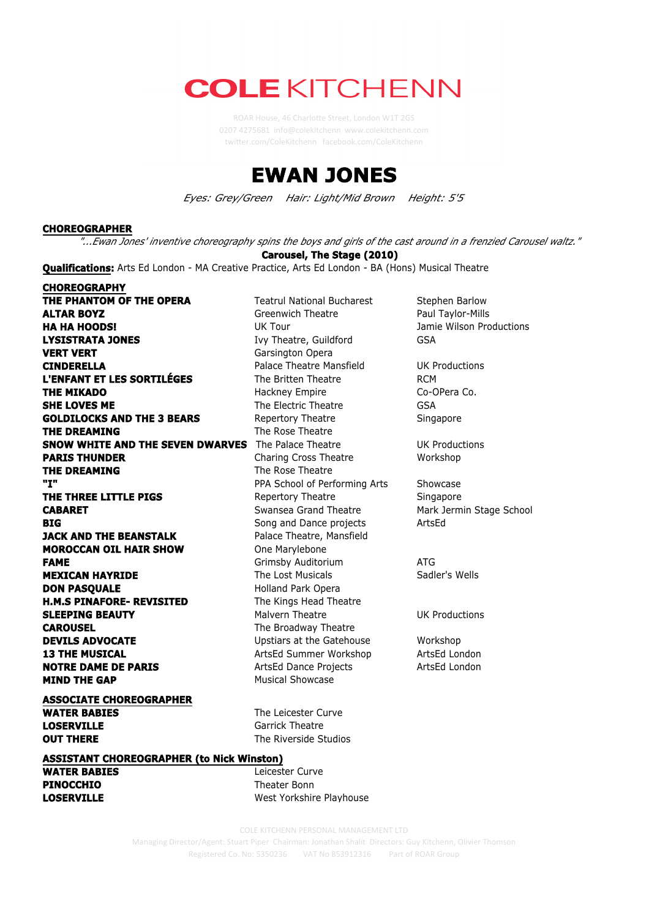# COLE KITCHENN

ROAR House, 46 Charlotte Street, London W1T 2GS
0207 4275681 info@colekitchenn www.colekitchenn.com
twitter.com/ColeKitchenn facebook.com/ColeKitchenn

# EWAN JONES

*Eyes: Grey/Green    Hair: Light/Mid Brown    Height: 5'5*

**CHOREOGRAPHER**

*"...Ewan Jones' inventive choreography spins the boys and girls of the cast around in a frenzied Carousel waltz."*

**Carousel, The Stage (2010)**

**Qualifications:** Arts Ed London - MA Creative Practice, Arts Ed London - BA (Hons) Musical Theatre

**CHOREOGRAPHY**

| | | |
|---|---|---|
| **THE PHANTOM OF THE OPERA** | Teatrul National Bucharest | Stephen Barlow |
| **ALTAR BOYZ** | Greenwich Theatre | Paul Taylor-Mills |
| **HA HA HOODS!** | UK Tour | Jamie Wilson Productions |
| **LYSISTRATA JONES** | Ivy Theatre, Guildford | GSA |
| **VERT VERT** | Garsington Opera | |
| **CINDERELLA** | Palace Theatre Mansfield | UK Productions |
| **L'ENFANT ET LES SORTILÉGES** | The Britten Theatre | RCM |
| **THE MIKADO** | Hackney Empire | Co-OPera Co. |
| **SHE LOVES ME** | The Electric Theatre | GSA |
| **GOLDILOCKS AND THE 3 BEARS** | Repertory Theatre | Singapore |
| **THE DREAMING** | The Rose Theatre | |
| **SNOW WHITE AND THE SEVEN DWARVES** | The Palace Theatre | UK Productions |
| **PARIS THUNDER** | Charing Cross Theatre | Workshop |
| **THE DREAMING** | The Rose Theatre | |
| **"I"** | PPA School of Performing Arts | Showcase |
| **THE THREE LITTLE PIGS** | Repertory Theatre | Singapore |
| **CABARET** | Swansea Grand Theatre | Mark Jermin Stage School |
| **BIG** | Song and Dance projects | ArtsEd |
| **JACK AND THE BEANSTALK** | Palace Theatre, Mansfield | |
| **MOROCCAN OIL HAIR SHOW** | One Marylebone | |
| **FAME** | Grimsby Auditorium | ATG |
| **MEXICAN HAYRIDE** | The Lost Musicals | Sadler's Wells |
| **DON PASQUALE** | Holland Park Opera | |
| **H.M.S PINAFORE- REVISITED** | The Kings Head Theatre | |
| **SLEEPING BEAUTY** | Malvern Theatre | UK Productions |
| **CAROUSEL** | The Broadway Theatre | |
| **DEVILS ADVOCATE** | Upstiars at the Gatehouse | Workshop |
| **13 THE MUSICAL** | ArtsEd Summer Workshop | ArtsEd London |
| **NOTRE DAME DE PARIS** | ArtsEd Dance Projects | ArtsEd London |
| **MIND THE GAP** | Musical Showcase | |

**ASSOCIATE CHOREOGRAPHER**

| | |
|---|---|
| **WATER BABIES** | The Leicester Curve |
| **LOSERVILLE** | Garrick Theatre |
| **OUT THERE** | The Riverside Studios |

**ASSISTANT CHOREOGRAPHER (to Nick Winston)**

| | |
|---|---|
| **WATER BABIES** | Leicester Curve |
| **PINOCCHIO** | Theater Bonn |
| **LOSERVILLE** | West Yorkshire Playhouse |

COLE KITCHENN PERSONAL MANAGEMENT LTD
Managing Director/Agent: Stuart Piper Chairman: Jonathan Shalit Directors: Guy Kitchenn, Olivier Thomson
Registered Co. No: 5350236 VAT No 853912316 Part of ROAR Group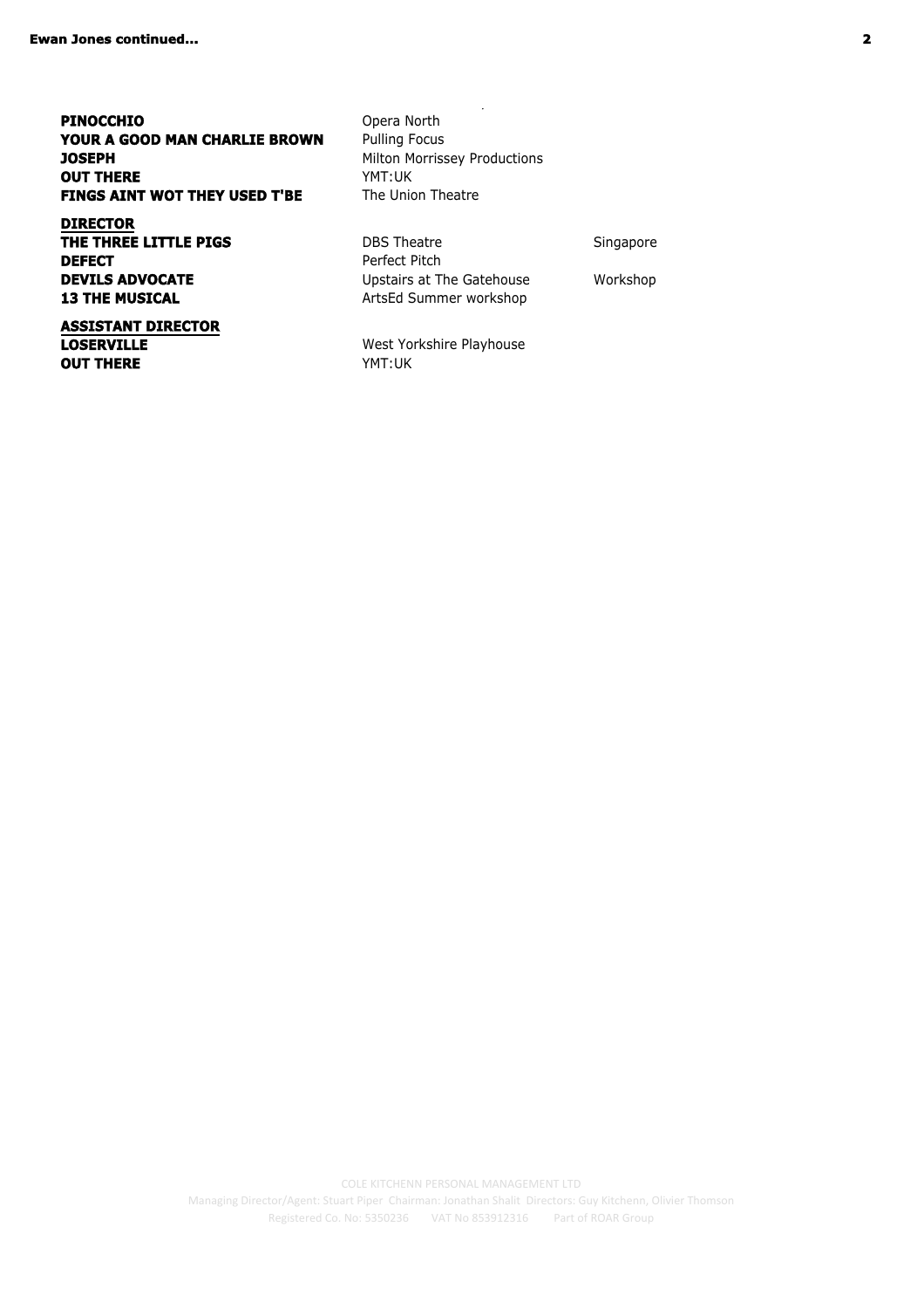| | | |
|---|---|---|
| **PINOCCHIO** | Opera North | |
| **YOUR A GOOD MAN CHARLIE BROWN** | Pulling Focus | |
| **JOSEPH** | Milton Morrissey Productions | |
| **OUT THERE** | YMT:UK | |
| **FINGS AINT WOT THEY USED T'BE** | The Union Theatre | |

**DIRECTOR**

| | | |
|---|---|---|
| **THE THREE LITTLE PIGS** | DBS Theatre | Singapore |
| **DEFECT** | Perfect Pitch | |
| **DEVILS ADVOCATE** | Upstairs at The Gatehouse | Workshop |
| **13 THE MUSICAL** | ArtsEd Summer workshop | |

**ASSISTANT DIRECTOR**

| | |
|---|---|
| **LOSERVILLE** | West Yorkshire Playhouse |
| **OUT THERE** | YMT:UK |